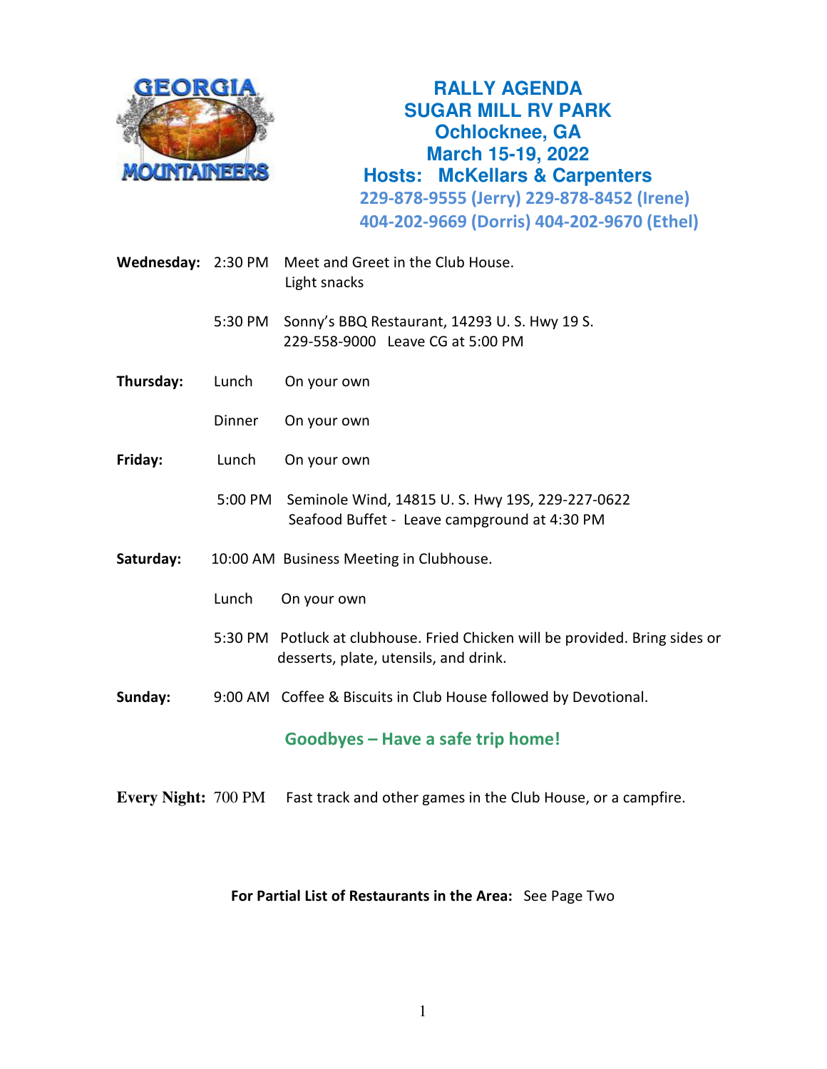GEORGIA MOUNTAINEERS

# RALLY AGENDA
## SUGAR MILL RV PARK
## Ochlocknee, GA
## March 15-19, 2022
## Hosts: McKellars & Carpenters

229-878-9555 (Jerry) 229-878-8452 (Irene)
404-202-9669 (Dorris) 404-202-9670 (Ethel)

**Wednesday:** 2:30 PM Meet and Greet in the Club House.
Light snacks

5:30 PM Sonny's BBQ Restaurant, 14293 U. S. Hwy 19 S.
229-558-9000 Leave CG at 5:00 PM

**Thursday:** Lunch On your own

Dinner On your own

**Friday:** Lunch On your own

5:00 PM Seminole Wind, 14815 U. S. Hwy 19S, 229-227-0622
Seafood Buffet - Leave campground at 4:30 PM

**Saturday:** 10:00 AM Business Meeting in Clubhouse.

Lunch On your own

5:30 PM Potluck at clubhouse. Fried Chicken will be provided. Bring sides or desserts, plate, utensils, and drink.

**Sunday:** 9:00 AM Coffee & Biscuits in Club House followed by Devotional.

**Goodbyes – Have a safe trip home!**

**Every Night:** 700 PM Fast track and other games in the Club House, or a campfire.

**For Partial List of Restaurants in the Area:** See Page Two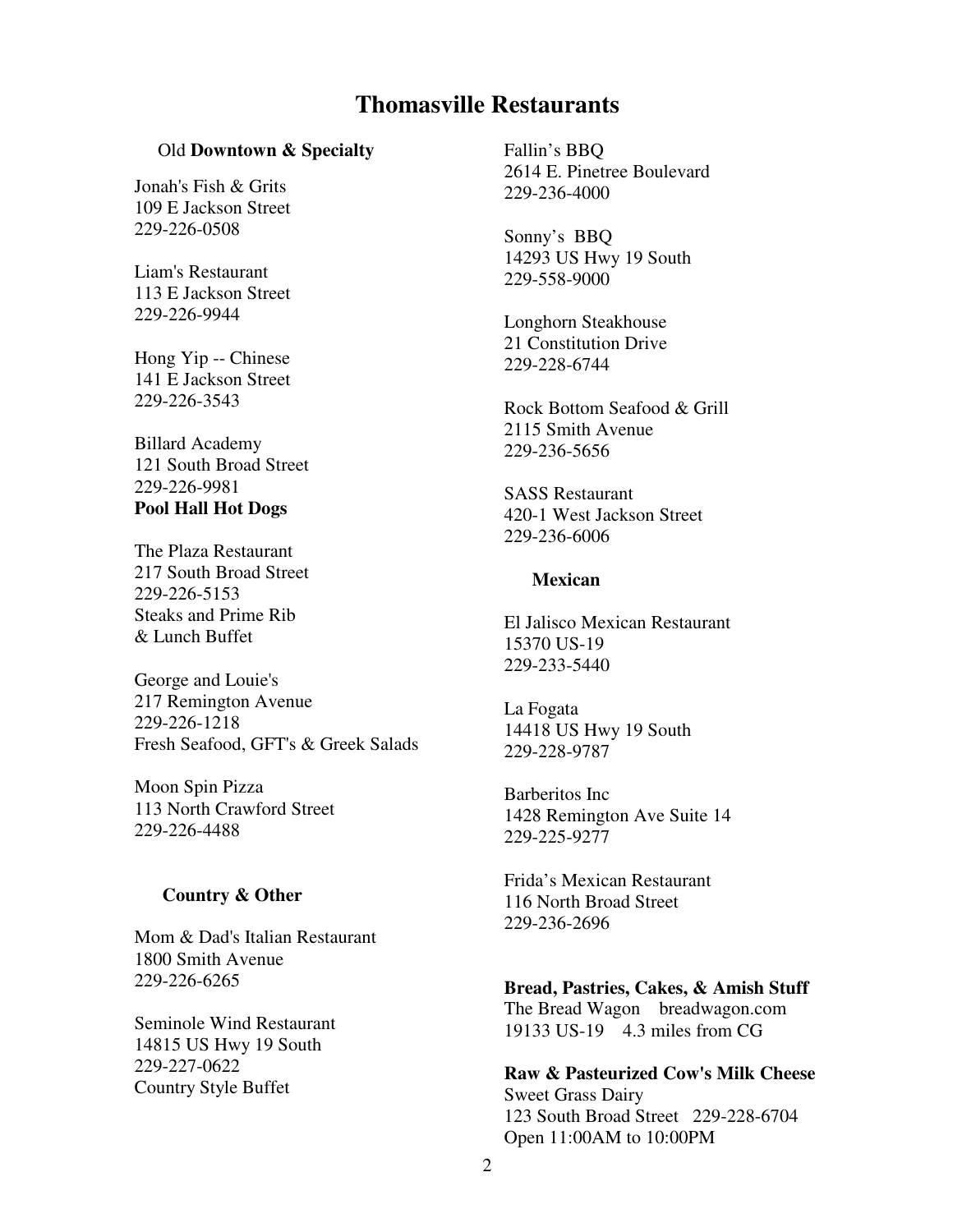# Thomasville Restaurants

## Old **Downtown & Specialty**

Jonah's Fish & Grits
109 E Jackson Street
229-226-0508

Liam's Restaurant
113 E Jackson Street
229-226-9944

Hong Yip -- Chinese
141 E Jackson Street
229-226-3543

Billard Academy
121 South Broad Street
229-226-9981
**Pool Hall Hot Dogs**

The Plaza Restaurant
217 South Broad Street
229-226-5153
Steaks and Prime Rib
& Lunch Buffet

George and Louie's
217 Remington Avenue
229-226-1218
Fresh Seafood, GFT's & Greek Salads

Moon Spin Pizza
113 North Crawford Street
229-226-4488

## Country & Other

Mom & Dad's Italian Restaurant
1800 Smith Avenue
229-226-6265

Seminole Wind Restaurant
14815 US Hwy 19 South
229-227-0622
Country Style Buffet

Fallin's BBQ
2614 E. Pinetree Boulevard
229-236-4000

Sonny's BBQ
14293 US Hwy 19 South
229-558-9000

Longhorn Steakhouse
21 Constitution Drive
229-228-6744

Rock Bottom Seafood & Grill
2115 Smith Avenue
229-236-5656

SASS Restaurant
420-1 West Jackson Street
229-236-6006

## Mexican

El Jalisco Mexican Restaurant
15370 US-19
229-233-5440

La Fogata
14418 US Hwy 19 South
229-228-9787

Barberitos Inc
1428 Remington Ave Suite 14
229-225-9277

Frida's Mexican Restaurant
116 North Broad Street
229-236-2696

**Bread, Pastries, Cakes, & Amish Stuff**
The Bread Wagon breadwagon.com
19133 US-19 4.3 miles from CG

**Raw & Pasteurized Cow's Milk Cheese**
Sweet Grass Dairy
123 South Broad Street 229-228-6704
Open 11:00AM to 10:00PM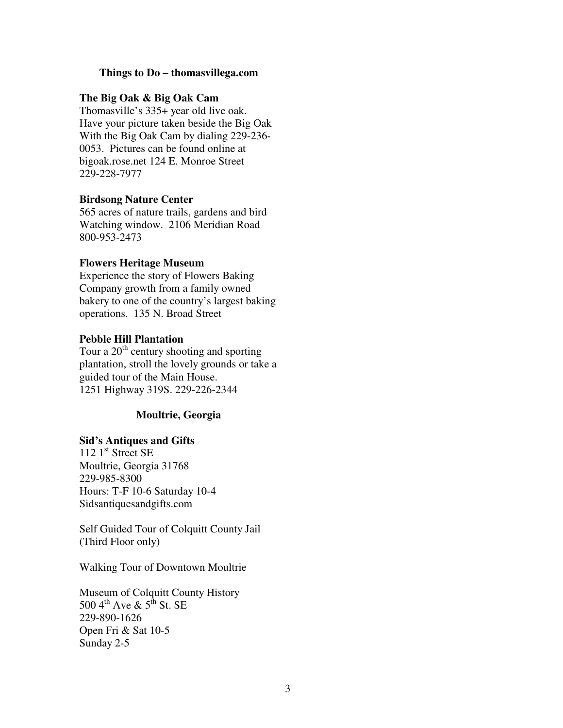**Things to Do – thomasvillega.com**

**The Big Oak & Big Oak Cam**
Thomasville's 335+ year old live oak.
Have your picture taken beside the Big Oak
With the Big Oak Cam by dialing 229-236-0053. Pictures can be found online at bigoak.rose.net 124 E. Monroe Street
229-228-7977

**Birdsong Nature Center**
565 acres of nature trails, gardens and bird
Watching window. 2106 Meridian Road
800-953-2473

**Flowers Heritage Museum**
Experience the story of Flowers Baking Company growth from a family owned bakery to one of the country's largest baking operations. 135 N. Broad Street

**Pebble Hill Plantation**
Tour a 20th century shooting and sporting plantation, stroll the lovely grounds or take a guided tour of the Main House.
1251 Highway 319S. 229-226-2344

**Moultrie, Georgia**

**Sid's Antiques and Gifts**
112 1st Street SE
Moultrie, Georgia 31768
229-985-8300
Hours: T-F 10-6 Saturday 10-4
Sidsantiquesandgifts.com

Self Guided Tour of Colquitt County Jail
(Third Floor only)

Walking Tour of Downtown Moultrie

Museum of Colquitt County History
500 4th Ave & 5th St. SE
229-890-1626
Open Fri & Sat 10-5
Sunday 2-5